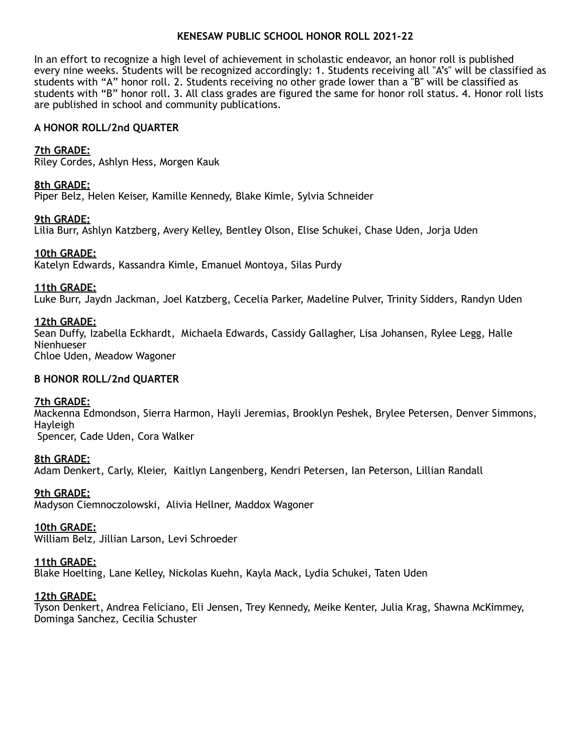# KENESAW PUBLIC SCHOOL HONOR ROLL 2021-22

In an effort to recognize a high level of achievement in scholastic endeavor, an honor roll is published every nine weeks. Students will be recognized accordingly: 1. Students receiving all "A's" will be classified as students with "A" honor roll. 2. Students receiving no other grade lower than a "B" will be classified as students with "B" honor roll. 3. All class grades are figured the same for honor roll status. 4. Honor roll lists are published in school and community publications.

## A HONOR ROLL/2nd QUARTER

**7th GRADE:**
Riley Cordes, Ashlyn Hess, Morgen Kauk

**8th GRADE:**
Piper Belz, Helen Keiser, Kamille Kennedy, Blake Kimle, Sylvia Schneider

**9th GRADE:**
Lilia Burr, Ashlyn Katzberg, Avery Kelley, Bentley Olson, Elise Schukei, Chase Uden, Jorja Uden

**10th GRADE:**
Katelyn Edwards, Kassandra Kimle, Emanuel Montoya, Silas Purdy

**11th GRADE:**
Luke Burr, Jaydn Jackman, Joel Katzberg, Cecelia Parker, Madeline Pulver, Trinity Sidders, Randyn Uden

**12th GRADE:**
Sean Duffy, Izabella Eckhardt, Michaela Edwards, Cassidy Gallagher, Lisa Johansen, Rylee Legg, Halle Nienhueser
Chloe Uden, Meadow Wagoner

## B HONOR ROLL/2nd QUARTER

**7th GRADE:**
Mackenna Edmondson, Sierra Harmon, Hayli Jeremias, Brooklyn Peshek, Brylee Petersen, Denver Simmons, Hayleigh
Spencer, Cade Uden, Cora Walker

**8th GRADE:**
Adam Denkert, Carly, Kleier, Kaitlyn Langenberg, Kendri Petersen, Ian Peterson, Lillian Randall

**9th GRADE:**
Madyson Ciemnoczolowski, Alivia Hellner, Maddox Wagoner

**10th GRADE:**
William Belz, Jillian Larson, Levi Schroeder

**11th GRADE:**
Blake Hoelting, Lane Kelley, Nickolas Kuehn, Kayla Mack, Lydia Schukei, Taten Uden

**12th GRADE:**
Tyson Denkert, Andrea Feliciano, Eli Jensen, Trey Kennedy, Meike Kenter, Julia Krag, Shawna McKimmey, Dominga Sanchez, Cecilia Schuster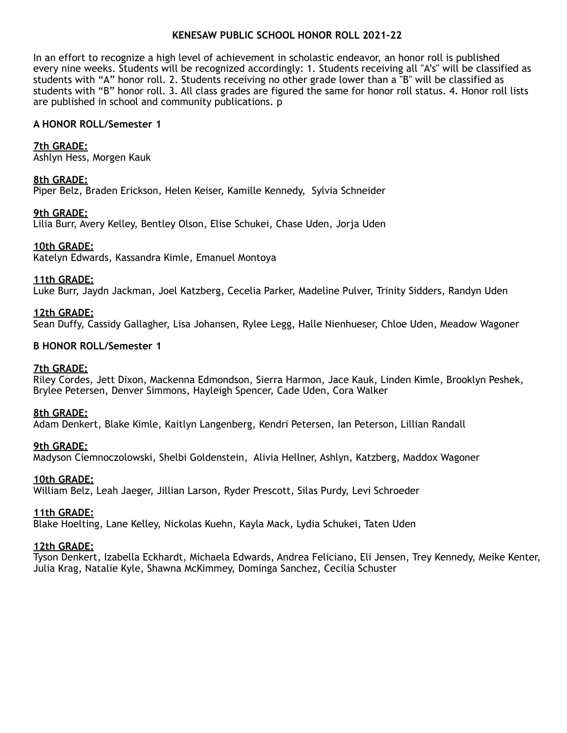# KENESAW PUBLIC SCHOOL HONOR ROLL 2021-22

In an effort to recognize a high level of achievement in scholastic endeavor, an honor roll is published every nine weeks. Students will be recognized accordingly: 1. Students receiving all "A's" will be classified as students with "A" honor roll. 2. Students receiving no other grade lower than a "B" will be classified as students with "B" honor roll. 3. All class grades are figured the same for honor roll status. 4. Honor roll lists are published in school and community publications. p

## A HONOR ROLL/Semester 1

**7th GRADE:**
Ashlyn Hess, Morgen Kauk

**8th GRADE:**
Piper Belz, Braden Erickson, Helen Keiser, Kamille Kennedy, Sylvia Schneider

**9th GRADE:**
Lilia Burr, Avery Kelley, Bentley Olson, Elise Schukei, Chase Uden, Jorja Uden

**10th GRADE:**
Katelyn Edwards, Kassandra Kimle, Emanuel Montoya

**11th GRADE:**
Luke Burr, Jaydn Jackman, Joel Katzberg, Cecelia Parker, Madeline Pulver, Trinity Sidders, Randyn Uden

**12th GRADE:**
Sean Duffy, Cassidy Gallagher, Lisa Johansen, Rylee Legg, Halle Nienhueser, Chloe Uden, Meadow Wagoner

## B HONOR ROLL/Semester 1

**7th GRADE:**
Riley Cordes, Jett Dixon, Mackenna Edmondson, Sierra Harmon, Jace Kauk, Linden Kimle, Brooklyn Peshek, Brylee Petersen, Denver Simmons, Hayleigh Spencer, Cade Uden, Cora Walker

**8th GRADE:**
Adam Denkert, Blake Kimle, Kaitlyn Langenberg, Kendri Petersen, Ian Peterson, Lillian Randall

**9th GRADE:**
Madyson Ciemnoczolowski, Shelbi Goldenstein, Alivia Hellner, Ashlyn, Katzberg, Maddox Wagoner

**10th GRADE:**
William Belz, Leah Jaeger, Jillian Larson, Ryder Prescott, Silas Purdy, Levi Schroeder

**11th GRADE:**
Blake Hoelting, Lane Kelley, Nickolas Kuehn, Kayla Mack, Lydia Schukei, Taten Uden

**12th GRADE:**
Tyson Denkert, Izabella Eckhardt, Michaela Edwards, Andrea Feliciano, Eli Jensen, Trey Kennedy, Meike Kenter, Julia Krag, Natalie Kyle, Shawna McKimmey, Dominga Sanchez, Cecilia Schuster